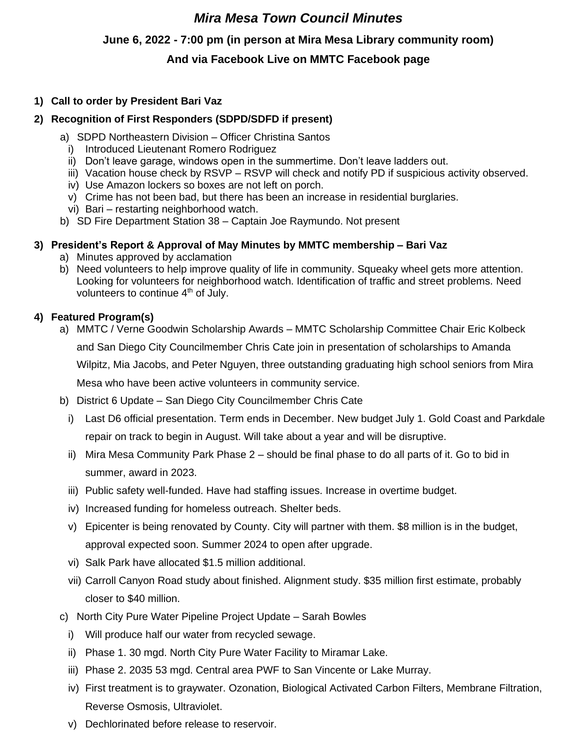# *Mira Mesa Town Council Minutes*

**June 6, 2022 - 7:00 pm (in person at Mira Mesa Library community room)**

**And via Facebook Live on MMTC Facebook page**

1) **Call to order by President Bari Vaz**

2) **Recognition of First Responders (SDPD/SDFD if present)**

   a) SDPD Northeastern Division – Officer Christina Santos
      i) Introduced Lieutenant Romero Rodriguez
      ii) Don't leave garage, windows open in the summertime. Don't leave ladders out.
      iii) Vacation house check by RSVP – RSVP will check and notify PD if suspicious activity observed.
      iv) Use Amazon lockers so boxes are not left on porch.
      v) Crime has not been bad, but there has been an increase in residential burglaries.
      vi) Bari – restarting neighborhood watch.

   b) SD Fire Department Station 38 – Captain Joe Raymundo. Not present

3) **President's Report & Approval of May Minutes by MMTC membership – Bari Vaz**

   a) Minutes approved by acclamation
   b) Need volunteers to help improve quality of life in community. Squeaky wheel gets more attention. Looking for volunteers for neighborhood watch. Identification of traffic and street problems. Need volunteers to continue 4th of July.

4) **Featured Program(s)**

   a) MMTC / Verne Goodwin Scholarship Awards – MMTC Scholarship Committee Chair Eric Kolbeck and San Diego City Councilmember Chris Cate join in presentation of scholarships to Amanda Wilpitz, Mia Jacobs, and Peter Nguyen, three outstanding graduating high school seniors from Mira Mesa who have been active volunteers in community service.

   b) District 6 Update – San Diego City Councilmember Chris Cate
      i) Last D6 official presentation. Term ends in December. New budget July 1. Gold Coast and Parkdale repair on track to begin in August. Will take about a year and will be disruptive.
      ii) Mira Mesa Community Park Phase 2 – should be final phase to do all parts of it. Go to bid in summer, award in 2023.
      iii) Public safety well-funded. Have had staffing issues. Increase in overtime budget.
      iv) Increased funding for homeless outreach. Shelter beds.
      v) Epicenter is being renovated by County. City will partner with them. $8 million is in the budget, approval expected soon. Summer 2024 to open after upgrade.
      vi) Salk Park have allocated $1.5 million additional.
      vii) Carroll Canyon Road study about finished. Alignment study. $35 million first estimate, probably closer to $40 million.

   c) North City Pure Water Pipeline Project Update – Sarah Bowles
      i) Will produce half our water from recycled sewage.
      ii) Phase 1. 30 mgd. North City Pure Water Facility to Miramar Lake.
      iii) Phase 2. 2035 53 mgd. Central area PWF to San Vincente or Lake Murray.
      iv) First treatment is to graywater. Ozonation, Biological Activated Carbon Filters, Membrane Filtration, Reverse Osmosis, Ultraviolet.
      v) Dechlorinated before release to reservoir.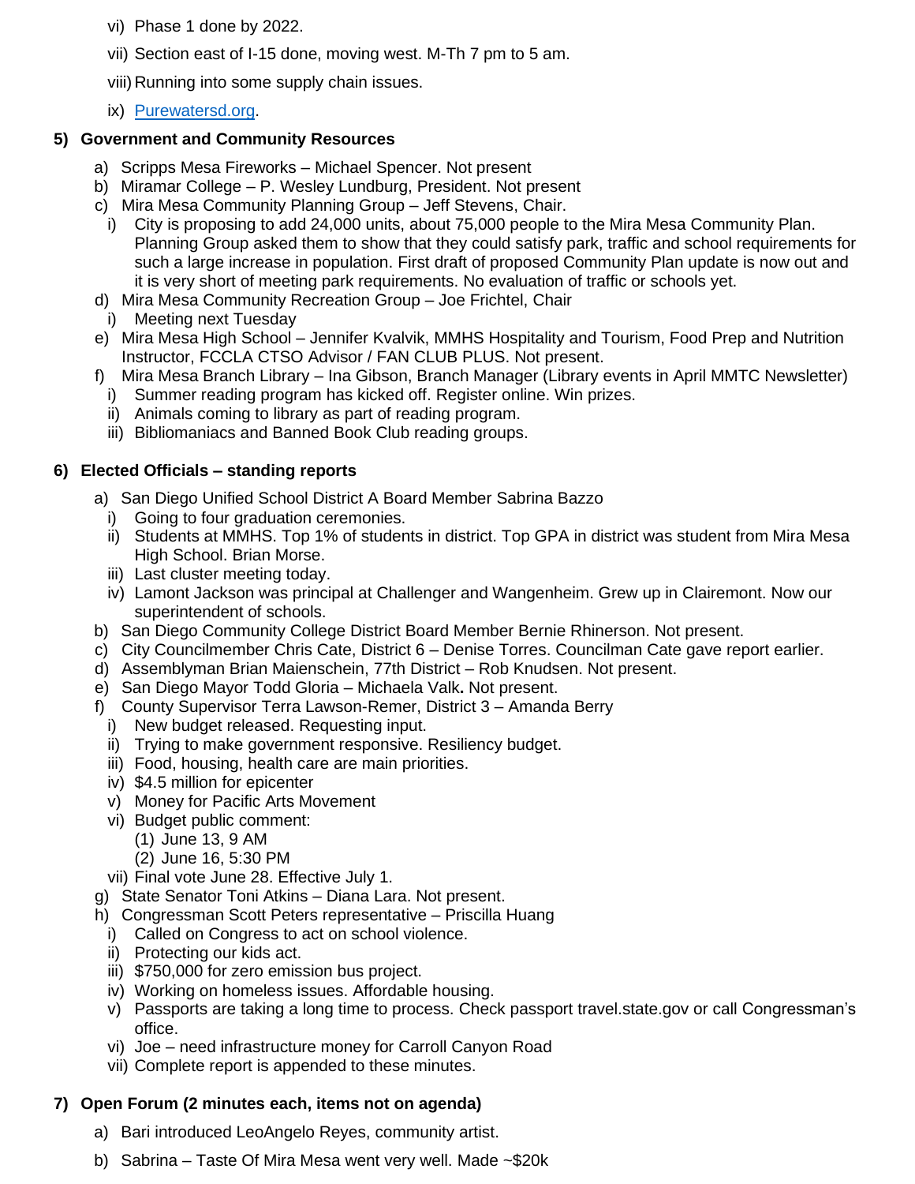vi) Phase 1 done by 2022.

vii) Section east of I-15 done, moving west. M-Th 7 pm to 5 am.

viii) Running into some supply chain issues.

ix) [Purewatersd.org](http://Purewatersd.org).

**5) Government and Community Resources**

a) Scripps Mesa Fireworks – Michael Spencer. Not present

b) Miramar College – P. Wesley Lundburg, President. Not present

c) Mira Mesa Community Planning Group – Jeff Stevens, Chair.

 i) City is proposing to add 24,000 units, about 75,000 people to the Mira Mesa Community Plan. Planning Group asked them to show that they could satisfy park, traffic and school requirements for such a large increase in population. First draft of proposed Community Plan update is now out and it is very short of meeting park requirements. No evaluation of traffic or schools yet.

d) Mira Mesa Community Recreation Group – Joe Frichtel, Chair

 i) Meeting next Tuesday

e) Mira Mesa High School – Jennifer Kvalvik, MMHS Hospitality and Tourism, Food Prep and Nutrition Instructor, FCCLA CTSO Advisor / FAN CLUB PLUS. Not present.

f) Mira Mesa Branch Library – Ina Gibson, Branch Manager (Library events in April MMTC Newsletter)

 i) Summer reading program has kicked off. Register online. Win prizes.

 ii) Animals coming to library as part of reading program.

 iii) Bibliomaniacs and Banned Book Club reading groups.

**6) Elected Officials – standing reports**

a) San Diego Unified School District A Board Member Sabrina Bazzo

 i) Going to four graduation ceremonies.

 ii) Students at MMHS. Top 1% of students in district. Top GPA in district was student from Mira Mesa High School. Brian Morse.

 iii) Last cluster meeting today.

 iv) Lamont Jackson was principal at Challenger and Wangenheim. Grew up in Clairemont. Now our superintendent of schools.

b) San Diego Community College District Board Member Bernie Rhinerson. Not present.

c) City Councilmember Chris Cate, District 6 – Denise Torres. Councilman Cate gave report earlier.

d) Assemblyman Brian Maienschein, 77th District – Rob Knudsen. Not present.

e) San Diego Mayor Todd Gloria – Michaela Valk**.** Not present.

f) County Supervisor Terra Lawson-Remer, District 3 – Amanda Berry

 i) New budget released. Requesting input.

 ii) Trying to make government responsive. Resiliency budget.

 iii) Food, housing, health care are main priorities.

 iv) $4.5 million for epicenter

 v) Money for Pacific Arts Movement

 vi) Budget public comment:

  (1) June 13, 9 AM

  (2) June 16, 5:30 PM

 vii) Final vote June 28. Effective July 1.

g) State Senator Toni Atkins – Diana Lara. Not present.

h) Congressman Scott Peters representative – Priscilla Huang

 i) Called on Congress to act on school violence.

 ii) Protecting our kids act.

 iii) $750,000 for zero emission bus project.

 iv) Working on homeless issues. Affordable housing.

 v) Passports are taking a long time to process. Check passport travel.state.gov or call Congressman's office.

 vi) Joe – need infrastructure money for Carroll Canyon Road

 vii) Complete report is appended to these minutes.

**7) Open Forum (2 minutes each, items not on agenda)**

a) Bari introduced LeoAngelo Reyes, community artist.

b) Sabrina – Taste Of Mira Mesa went very well. Made ~$20k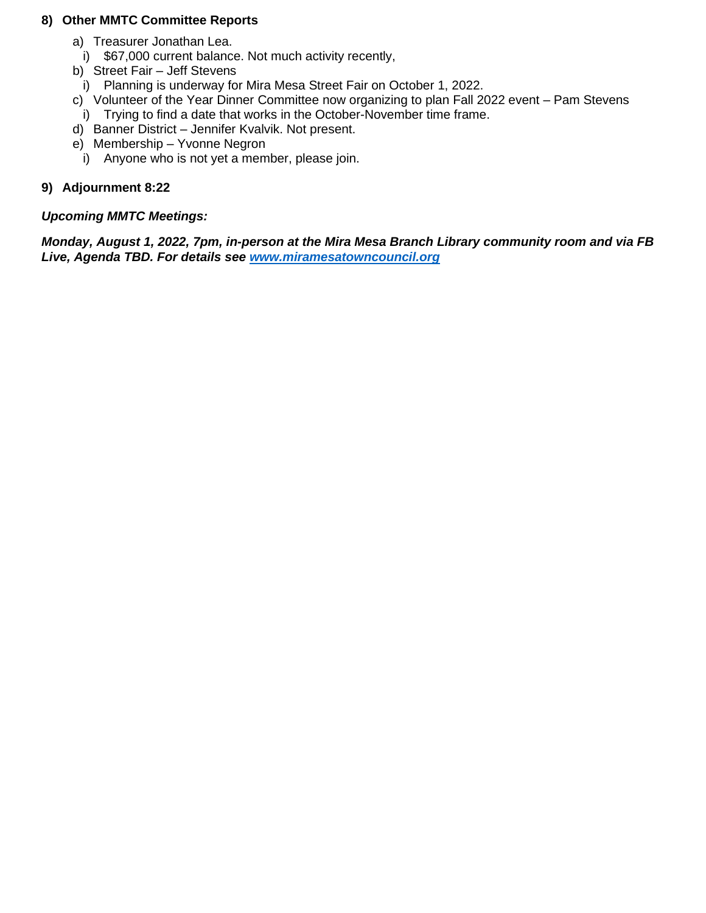**8) Other MMTC Committee Reports**

a) Treasurer Jonathan Lea.
   i) $67,000 current balance. Not much activity recently,
b) Street Fair – Jeff Stevens
   i) Planning is underway for Mira Mesa Street Fair on October 1, 2022.
c) Volunteer of the Year Dinner Committee now organizing to plan Fall 2022 event – Pam Stevens
   i) Trying to find a date that works in the October-November time frame.
d) Banner District – Jennifer Kvalvik. Not present.
e) Membership – Yvonne Negron
   i) Anyone who is not yet a member, please join.

**9) Adjournment 8:22**

***Upcoming MMTC Meetings:***

***Monday, August 1, 2022, 7pm, in-person at the Mira Mesa Branch Library community room and via FB Live, Agenda TBD. For details see [www.miramesatowncouncil.org](http://www.miramesatowncouncil.org)***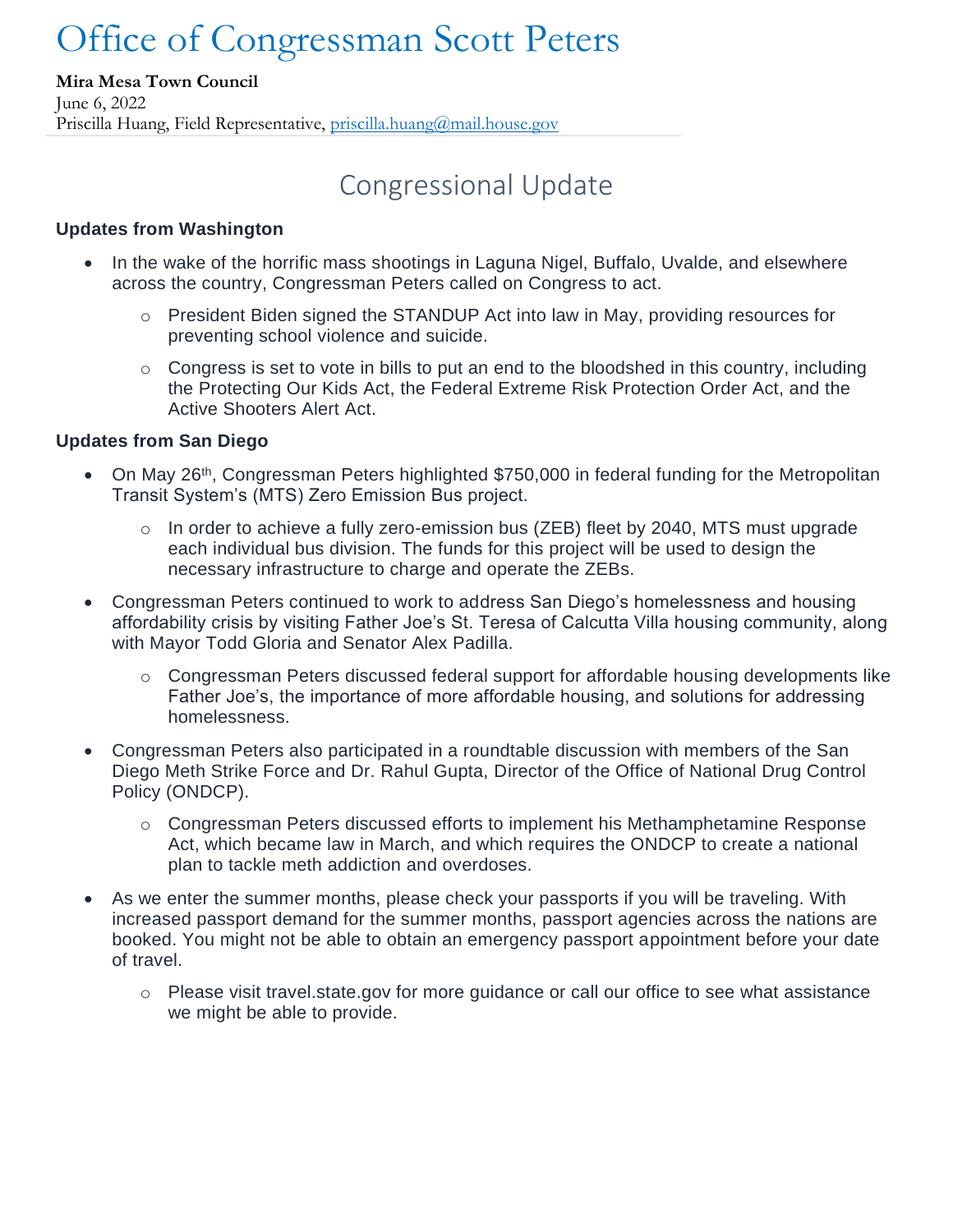# Office of Congressman Scott Peters

**Mira Mesa Town Council**
June 6, 2022
Priscilla Huang, Field Representative, priscilla.huang@mail.house.gov

## Congressional Update

**Updates from Washington**

- In the wake of the horrific mass shootings in Laguna Nigel, Buffalo, Uvalde, and elsewhere across the country, Congressman Peters called on Congress to act.
  - President Biden signed the STANDUP Act into law in May, providing resources for preventing school violence and suicide.
  - Congress is set to vote in bills to put an end to the bloodshed in this country, including the Protecting Our Kids Act, the Federal Extreme Risk Protection Order Act, and the Active Shooters Alert Act.

**Updates from San Diego**

- On May 26th, Congressman Peters highlighted $750,000 in federal funding for the Metropolitan Transit System's (MTS) Zero Emission Bus project.
  - In order to achieve a fully zero-emission bus (ZEB) fleet by 2040, MTS must upgrade each individual bus division. The funds for this project will be used to design the necessary infrastructure to charge and operate the ZEBs.
- Congressman Peters continued to work to address San Diego's homelessness and housing affordability crisis by visiting Father Joe's St. Teresa of Calcutta Villa housing community, along with Mayor Todd Gloria and Senator Alex Padilla.
  - Congressman Peters discussed federal support for affordable housing developments like Father Joe's, the importance of more affordable housing, and solutions for addressing homelessness.
- Congressman Peters also participated in a roundtable discussion with members of the San Diego Meth Strike Force and Dr. Rahul Gupta, Director of the Office of National Drug Control Policy (ONDCP).
  - Congressman Peters discussed efforts to implement his Methamphetamine Response Act, which became law in March, and which requires the ONDCP to create a national plan to tackle meth addiction and overdoses.
- As we enter the summer months, please check your passports if you will be traveling. With increased passport demand for the summer months, passport agencies across the nations are booked. You might not be able to obtain an emergency passport appointment before your date of travel.
  - Please visit travel.state.gov for more guidance or call our office to see what assistance we might be able to provide.